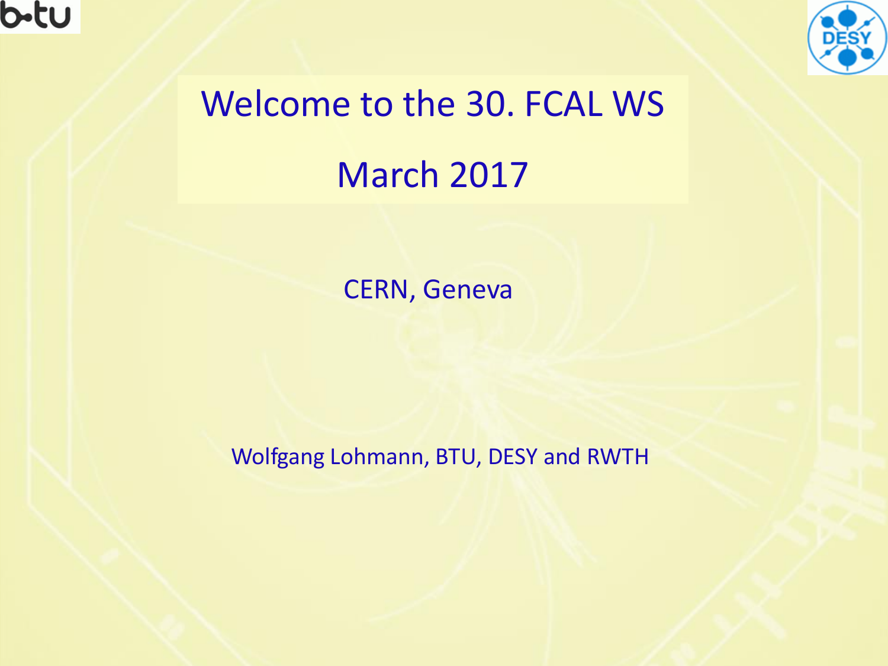# Welcome to the 30. FCAL WS

# March 2017

CERN, Geneva

Wolfgang Lohmann, BTU, DESY and RWTH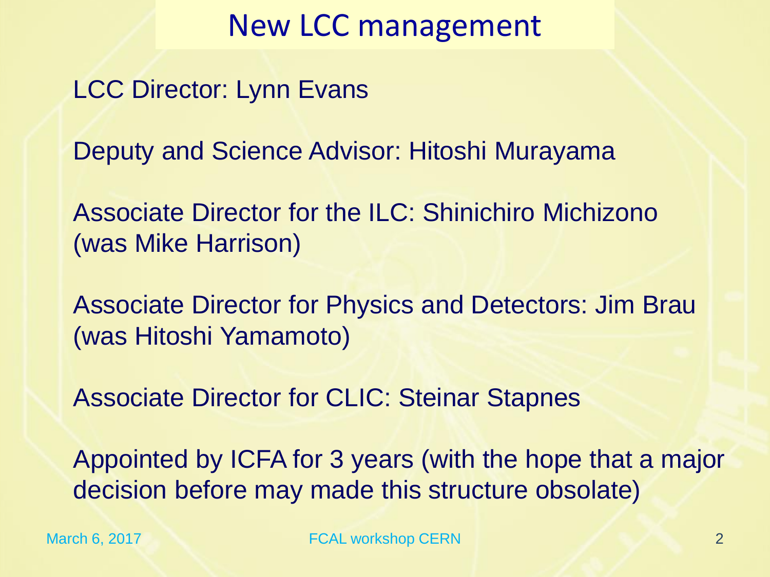# New LCC management

LCC Director: Lynn Evans

Deputy and Science Advisor: Hitoshi Murayama

Associate Director for the ILC: Shinichiro Michizono (was Mike Harrison)

Associate Director for Physics and Detectors: Jim Brau (was Hitoshi Yamamoto)

Associate Director for CLIC: Steinar Stapnes

Appointed by ICFA for 3 years (with the hope that a major decision before may made this structure obsolate)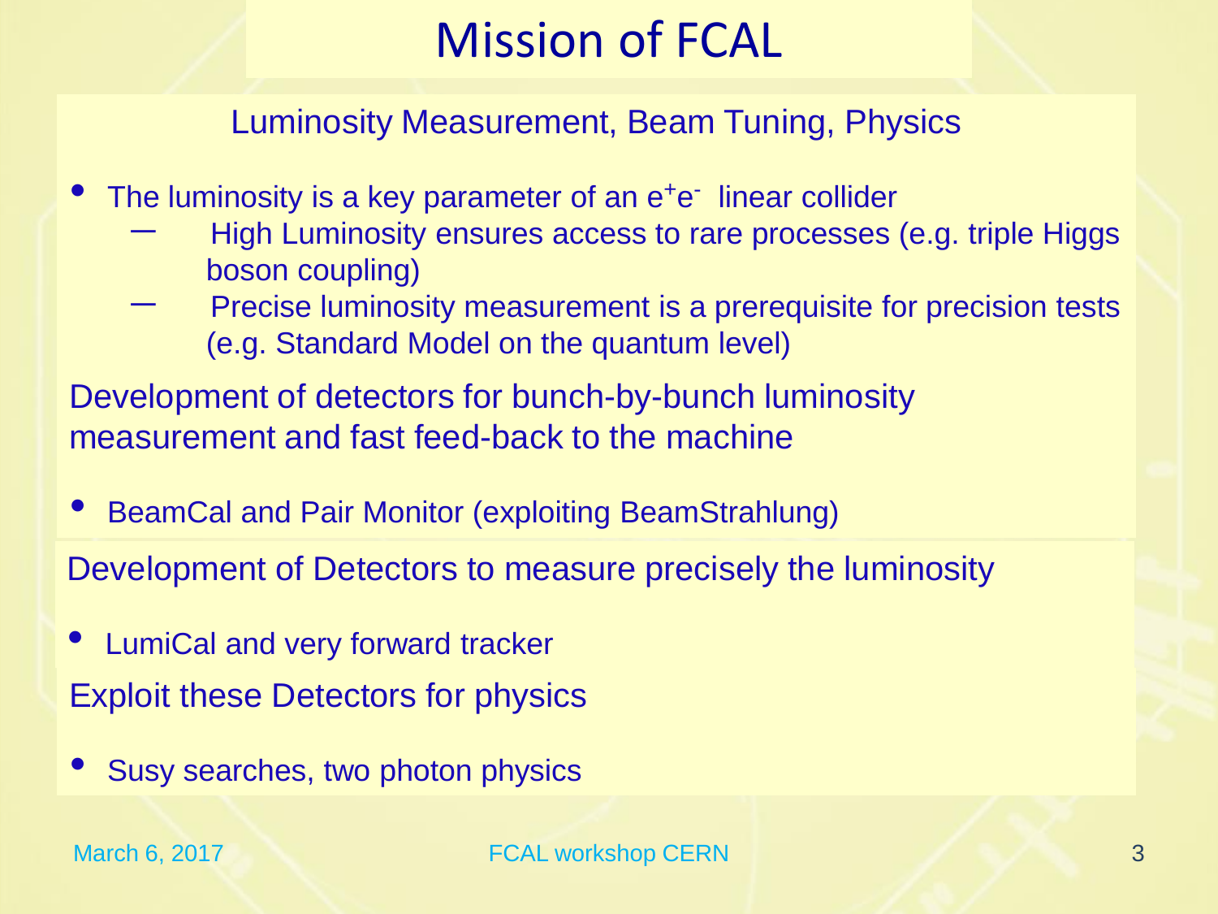# Mission of FCAL

Luminosity Measurement, Beam Tuning, Physics

- The luminosity is a key parameter of an $e^+e^-$ linear collider
  - High Luminosity ensures access to rare processes (e.g. triple Higgs boson coupling)
  - Precise luminosity measurement is a prerequisite for precision tests (e.g. Standard Model on the quantum level)

Development of detectors for bunch-by-bunch luminosity measurement and fast feed-back to the machine

- BeamCal and Pair Monitor (exploiting BeamStrahlung)

Development of Detectors to measure precisely the luminosity

- LumiCal and very forward tracker

Exploit these Detectors for physics

- Susy searches, two photon physics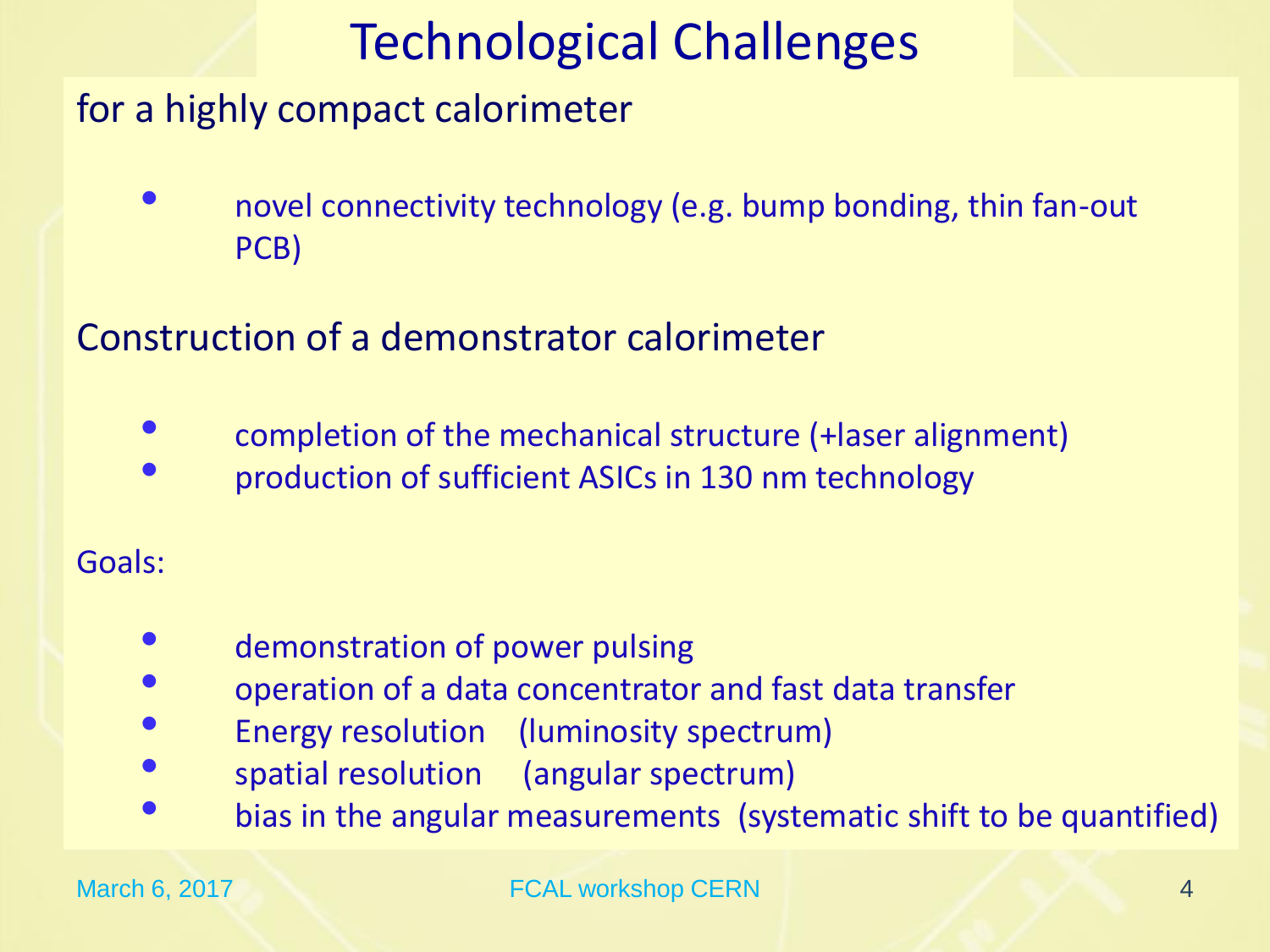# Technological Challenges

for a highly compact calorimeter

- novel connectivity technology (e.g. bump bonding, thin fan-out PCB)

Construction of a demonstrator calorimeter

- completion of the mechanical structure (+laser alignment)
- production of sufficient ASICs in 130 nm technology

Goals:

- demonstration of power pulsing
- operation of a data concentrator and fast data transfer
- Energy resolution (luminosity spectrum)
- spatial resolution (angular spectrum)
- bias in the angular measurements (systematic shift to be quantified)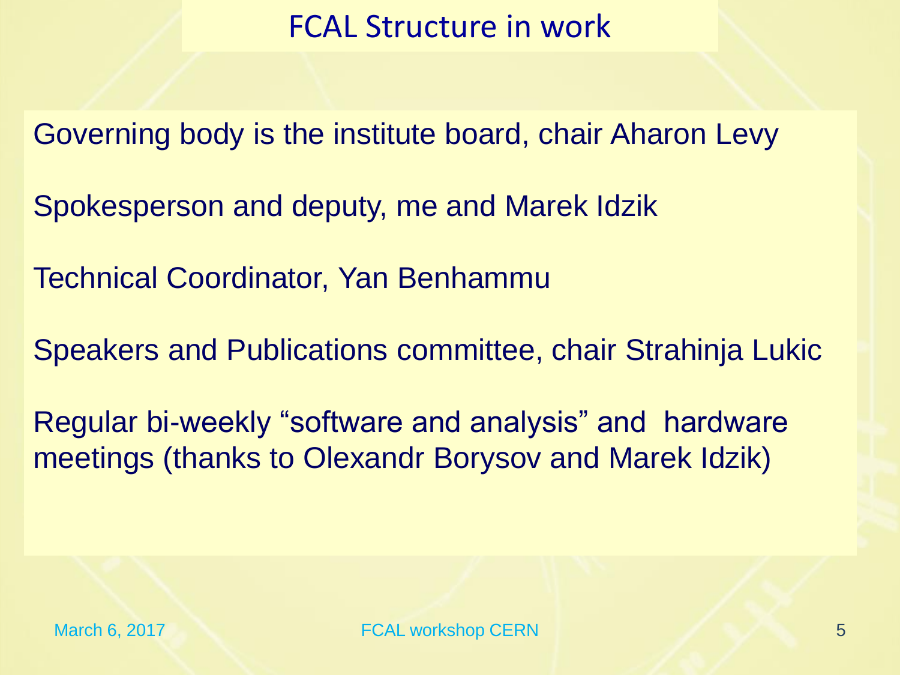# FCAL Structure in work

Governing body is the institute board, chair Aharon Levy

Spokesperson and deputy, me and Marek Idzik

Technical Coordinator, Yan Benhammu

Speakers and Publications committee, chair Strahinja Lukic

Regular bi-weekly “software and analysis” and hardware meetings (thanks to Olexandr Borysov and Marek Idzik)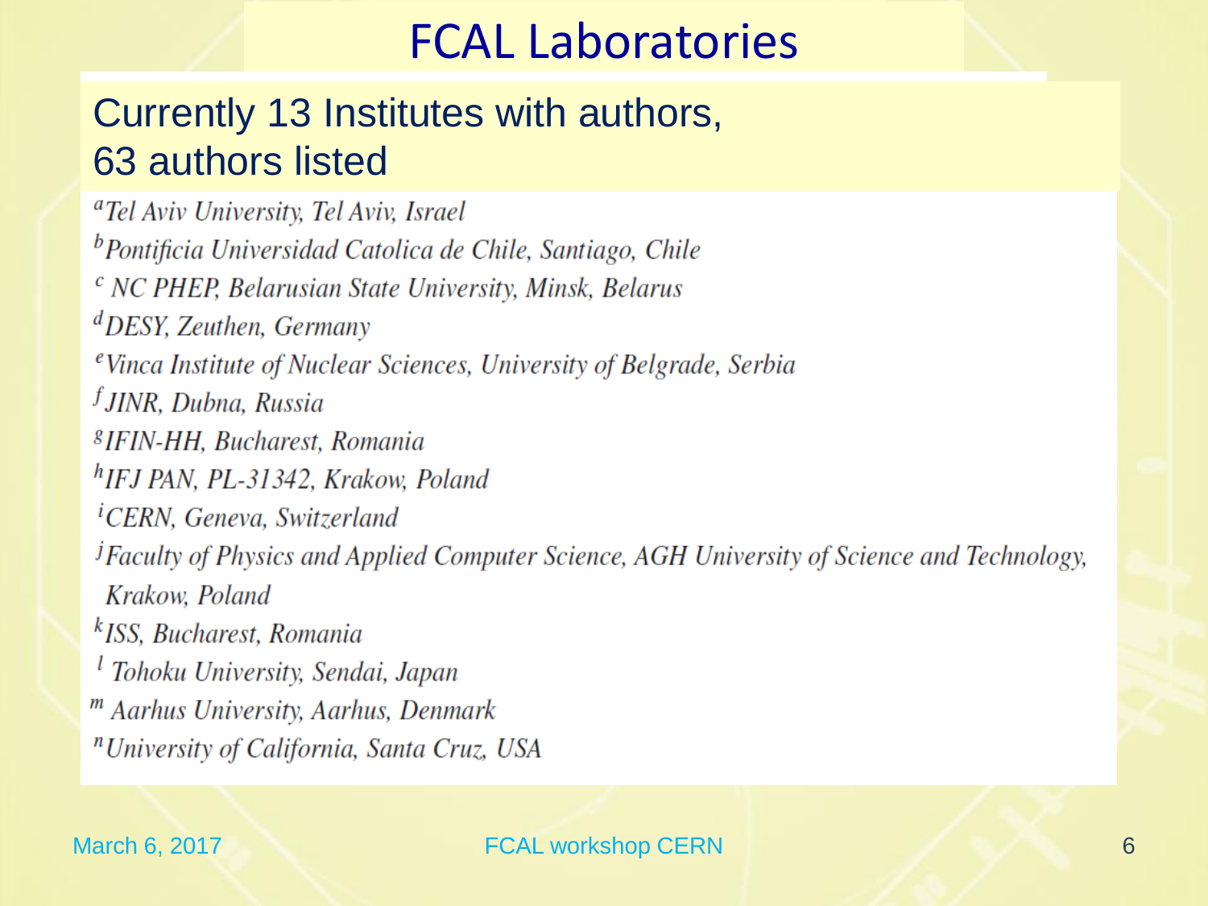# FCAL Laboratories

Currently 13 Institutes with authors,
63 authors listed

[a]*Tel Aviv University, Tel Aviv, Israel*
[b]*Pontificia Universidad Catolica de Chile, Santiago, Chile*
[c] *NC PHEP, Belarusian State University, Minsk, Belarus*
[d]*DESY, Zeuthen, Germany*
[e]*Vinca Institute of Nuclear Sciences, University of Belgrade, Serbia*
[f]*JINR, Dubna, Russia*
[g]*IFIN-HH, Bucharest, Romania*
[h]*IFJ PAN, PL-31342, Krakow, Poland*
[i]*CERN, Geneva, Switzerland*
[j]*Faculty of Physics and Applied Computer Science, AGH University of Science and Technology, Krakow, Poland*
[k]*ISS, Bucharest, Romania*
[l] *Tohoku University, Sendai, Japan*
[m] *Aarhus University, Aarhus, Denmark*
[n]*University of California, Santa Cruz, USA*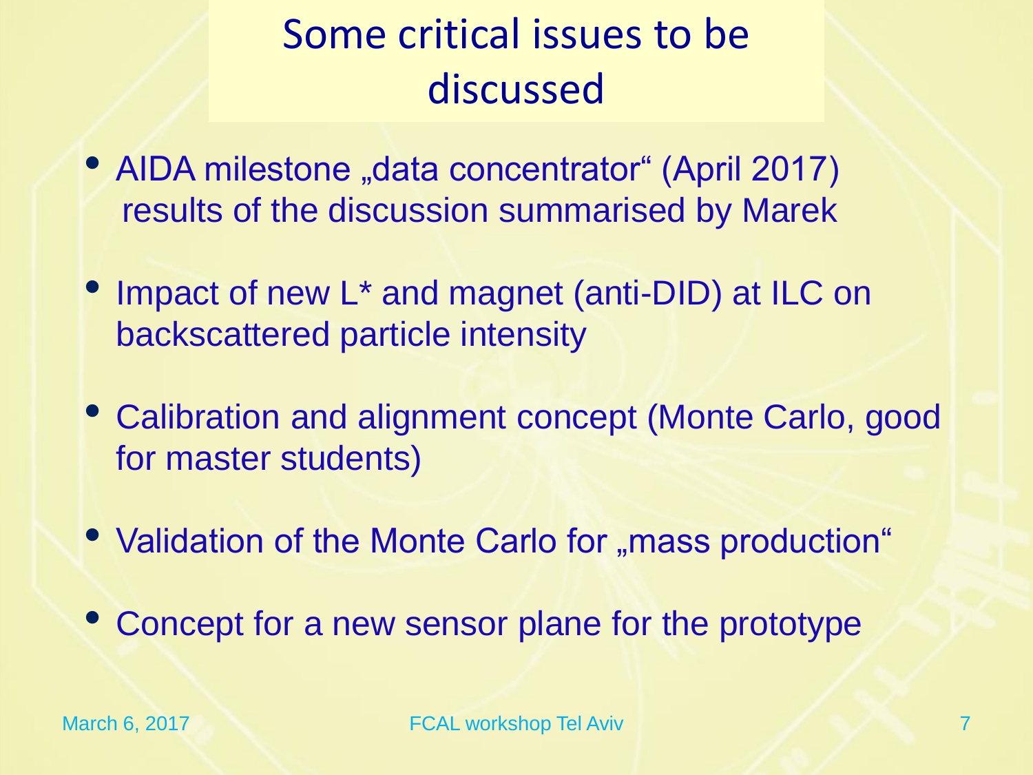# Some critical issues to be discussed

- AIDA milestone „data concentrator" (April 2017) results of the discussion summarised by Marek
- Impact of new L* and magnet (anti-DID) at ILC on backscattered particle intensity
- Calibration and alignment concept (Monte Carlo, good for master students)
- Validation of the Monte Carlo for „mass production"
- Concept for a new sensor plane for the prototype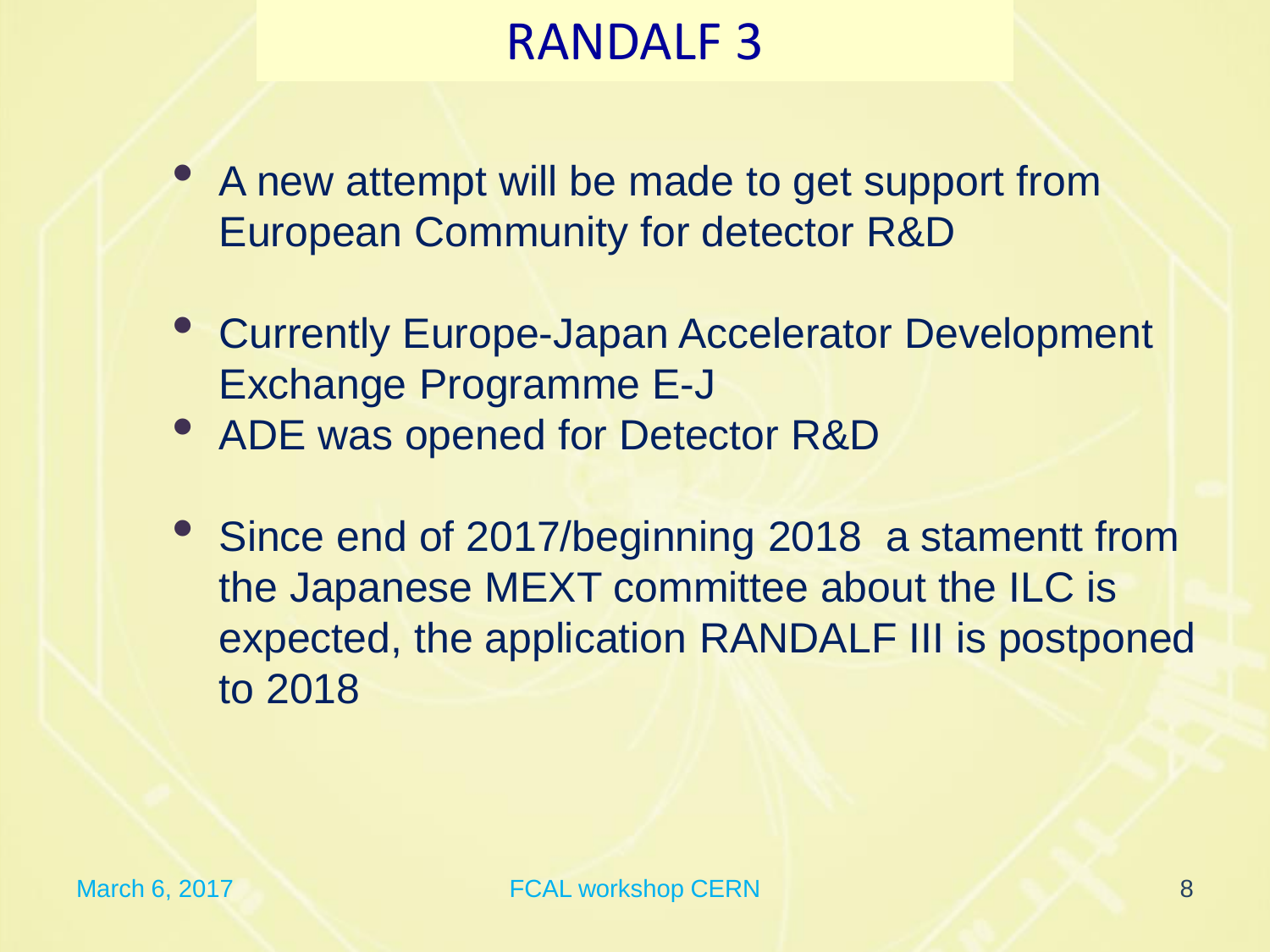# RANDALF 3

- A new attempt will be made to get support from European Community for detector R&D

- Currently Europe-Japan Accelerator Development Exchange Programme E-J
- ADE was opened for Detector R&D

- Since end of 2017/beginning 2018  a stamentt from the Japanese MEXT committee about the ILC is expected, the application RANDALF III is postponed to 2018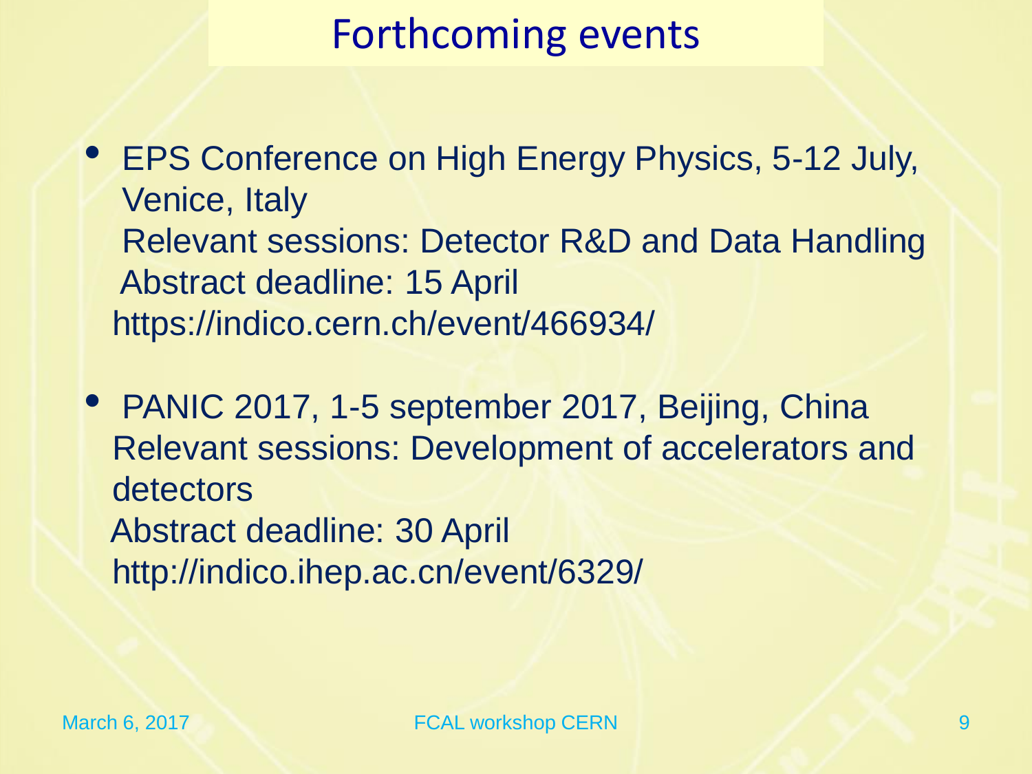# Forthcoming events

- EPS Conference on High Energy Physics, 5-12 July, Venice, Italy
  Relevant sessions: Detector R&D and Data Handling
  Abstract deadline: 15 April
  https://indico.cern.ch/event/466934/

- PANIC 2017, 1-5 september 2017, Beijing, China
  Relevant sessions: Development of accelerators and detectors
  Abstract deadline: 30 April
  http://indico.ihep.ac.cn/event/6329/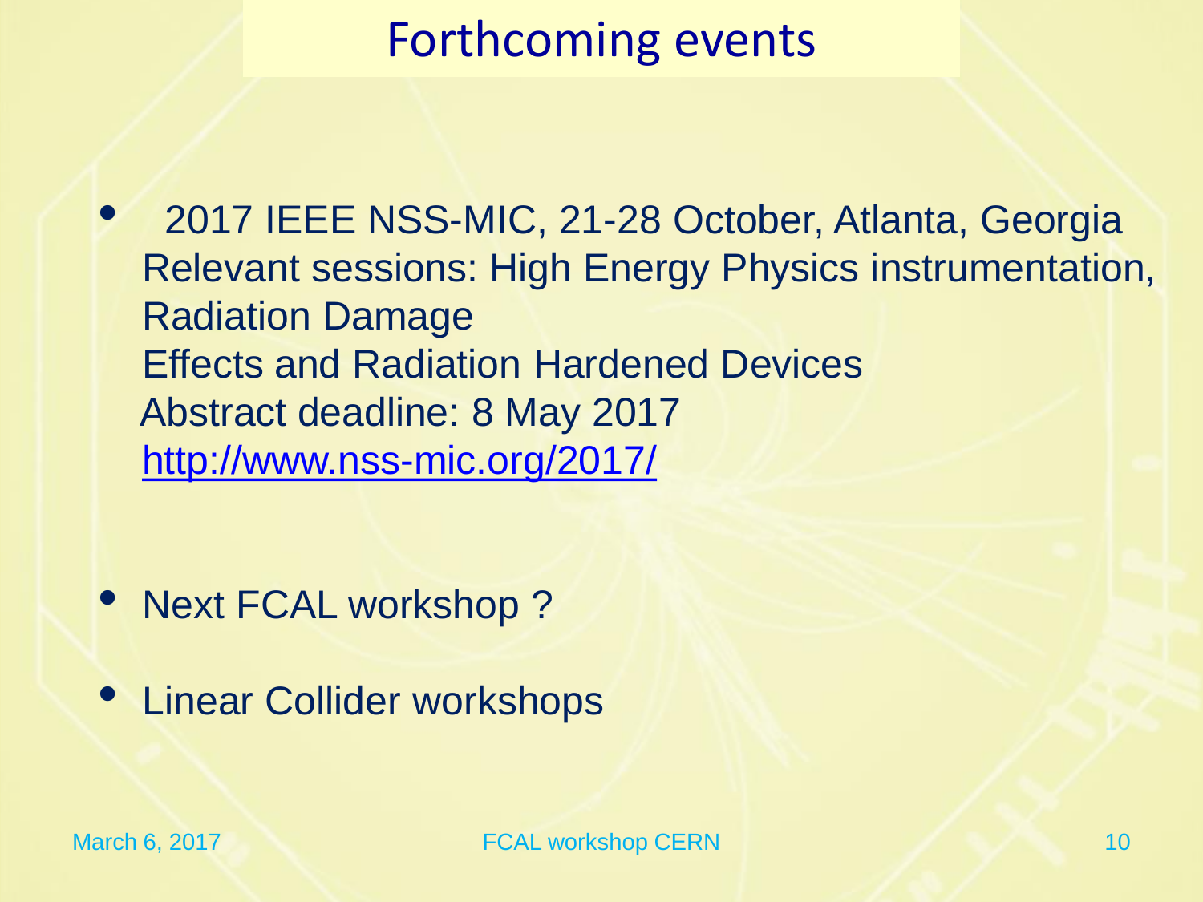# Forthcoming events

- 2017 IEEE NSS-MIC, 21-28 October, Atlanta, Georgia
  Relevant sessions: High Energy Physics instrumentation, Radiation Damage
  Effects and Radiation Hardened Devices
  Abstract deadline: 8 May 2017
  http://www.nss-mic.org/2017/

- Next FCAL workshop ?

- Linear Collider workshops